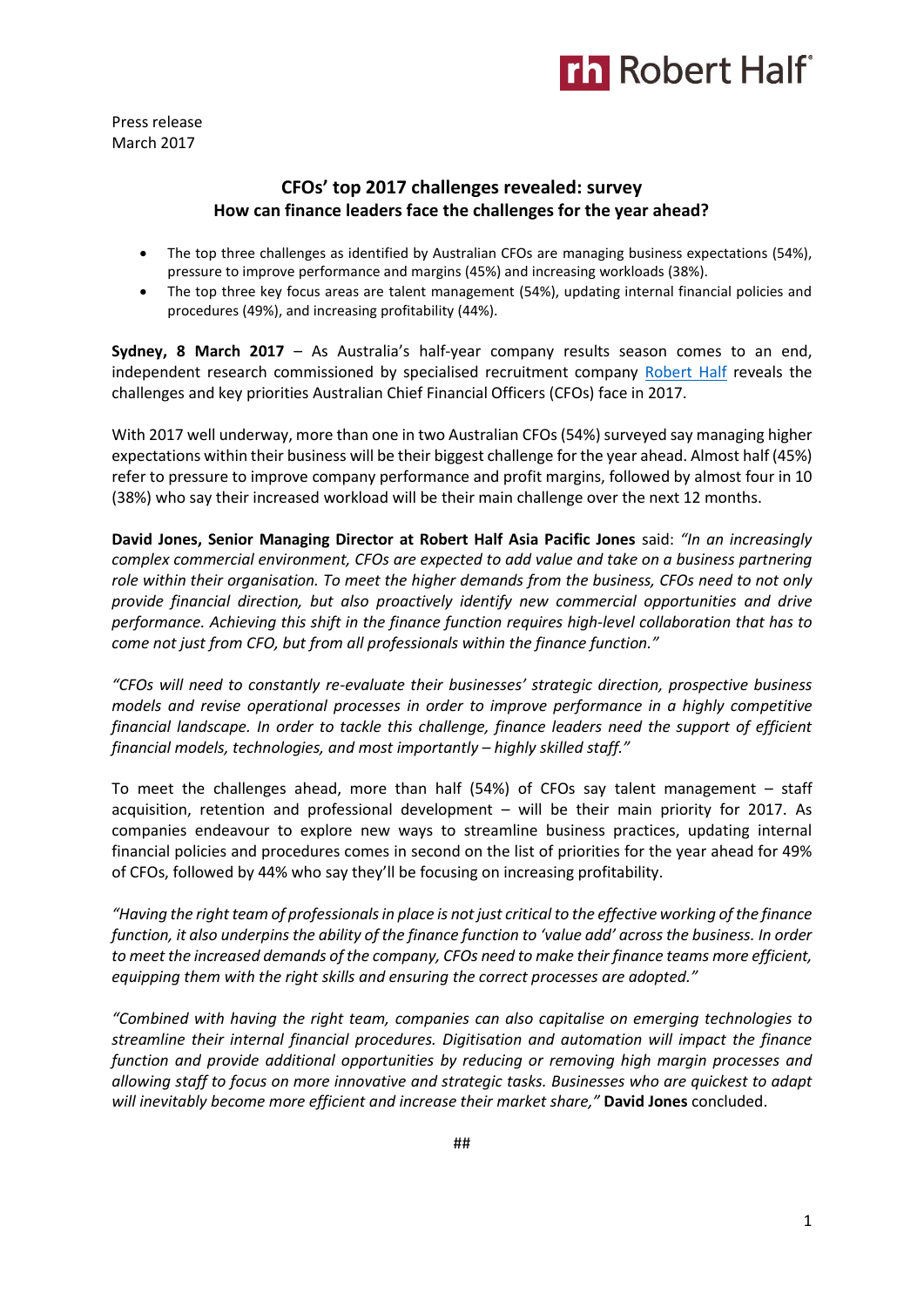Press release
March 2017

## CFOs' top 2017 challenges revealed: survey
### How can finance leaders face the challenges for the year ahead?

- The top three challenges as identified by Australian CFOs are managing business expectations (54%), pressure to improve performance and margins (45%) and increasing workloads (38%).
- The top three key focus areas are talent management (54%), updating internal financial policies and procedures (49%), and increasing profitability (44%).

**Sydney, 8 March 2017** – As Australia's half-year company results season comes to an end, independent research commissioned by specialised recruitment company [Robert Half](Robert Half) reveals the challenges and key priorities Australian Chief Financial Officers (CFOs) face in 2017.

With 2017 well underway, more than one in two Australian CFOs (54%) surveyed say managing higher expectations within their business will be their biggest challenge for the year ahead. Almost half (45%) refer to pressure to improve company performance and profit margins, followed by almost four in 10 (38%) who say their increased workload will be their main challenge over the next 12 months.

**David Jones, Senior Managing Director at Robert Half Asia Pacific Jones** said: *"In an increasingly complex commercial environment, CFOs are expected to add value and take on a business partnering role within their organisation. To meet the higher demands from the business, CFOs need to not only provide financial direction, but also proactively identify new commercial opportunities and drive performance. Achieving this shift in the finance function requires high-level collaboration that has to come not just from CFO, but from all professionals within the finance function."*

*"CFOs will need to constantly re-evaluate their businesses' strategic direction, prospective business models and revise operational processes in order to improve performance in a highly competitive financial landscape. In order to tackle this challenge, finance leaders need the support of efficient financial models, technologies, and most importantly – highly skilled staff."*

To meet the challenges ahead, more than half (54%) of CFOs say talent management – staff acquisition, retention and professional development – will be their main priority for 2017. As companies endeavour to explore new ways to streamline business practices, updating internal financial policies and procedures comes in second on the list of priorities for the year ahead for 49% of CFOs, followed by 44% who say they'll be focusing on increasing profitability.

*"Having the right team of professionals in place is not just critical to the effective working of the finance function, it also underpins the ability of the finance function to 'value add' across the business. In order to meet the increased demands of the company, CFOs need to make their finance teams more efficient, equipping them with the right skills and ensuring the correct processes are adopted."*

*"Combined with having the right team, companies can also capitalise on emerging technologies to streamline their internal financial procedures. Digitisation and automation will impact the finance function and provide additional opportunities by reducing or removing high margin processes and allowing staff to focus on more innovative and strategic tasks. Businesses who are quickest to adapt will inevitably become more efficient and increase their market share,"* **David Jones** concluded.

##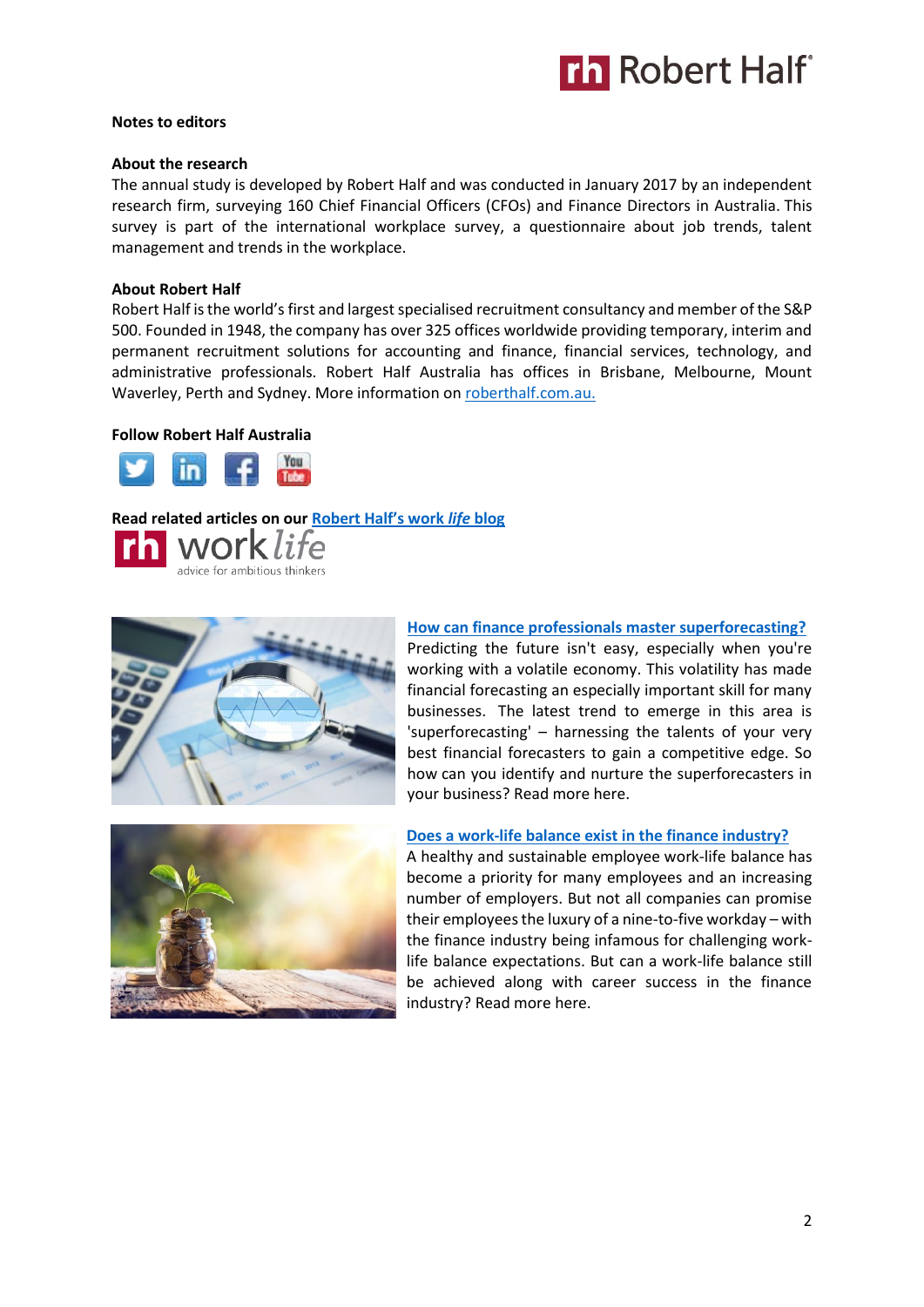**Notes to editors**

**About the research**

The annual study is developed by Robert Half and was conducted in January 2017 by an independent research firm, surveying 160 Chief Financial Officers (CFOs) and Finance Directors in Australia. This survey is part of the international workplace survey, a questionnaire about job trends, talent management and trends in the workplace.

**About Robert Half**

Robert Half is the world's first and largest specialised recruitment consultancy and member of the S&P 500. Founded in 1948, the company has over 325 offices worldwide providing temporary, interim and permanent recruitment solutions for accounting and finance, financial services, technology, and administrative professionals. Robert Half Australia has offices in Brisbane, Melbourne, Mount Waverley, Perth and Sydney. More information on roberthalf.com.au.

**Follow Robert Half Australia**

**Read related articles on our Robert Half's work *life* blog**

**How can finance professionals master superforecasting?**

Predicting the future isn't easy, especially when you're working with a volatile economy. This volatility has made financial forecasting an especially important skill for many businesses. The latest trend to emerge in this area is 'superforecasting' – harnessing the talents of your very best financial forecasters to gain a competitive edge. So how can you identify and nurture the superforecasters in your business? Read more here.

**Does a work-life balance exist in the finance industry?**

A healthy and sustainable employee work-life balance has become a priority for many employees and an increasing number of employers. But not all companies can promise their employees the luxury of a nine-to-five workday – with the finance industry being infamous for challenging work-life balance expectations. But can a work-life balance still be achieved along with career success in the finance industry? Read more here.